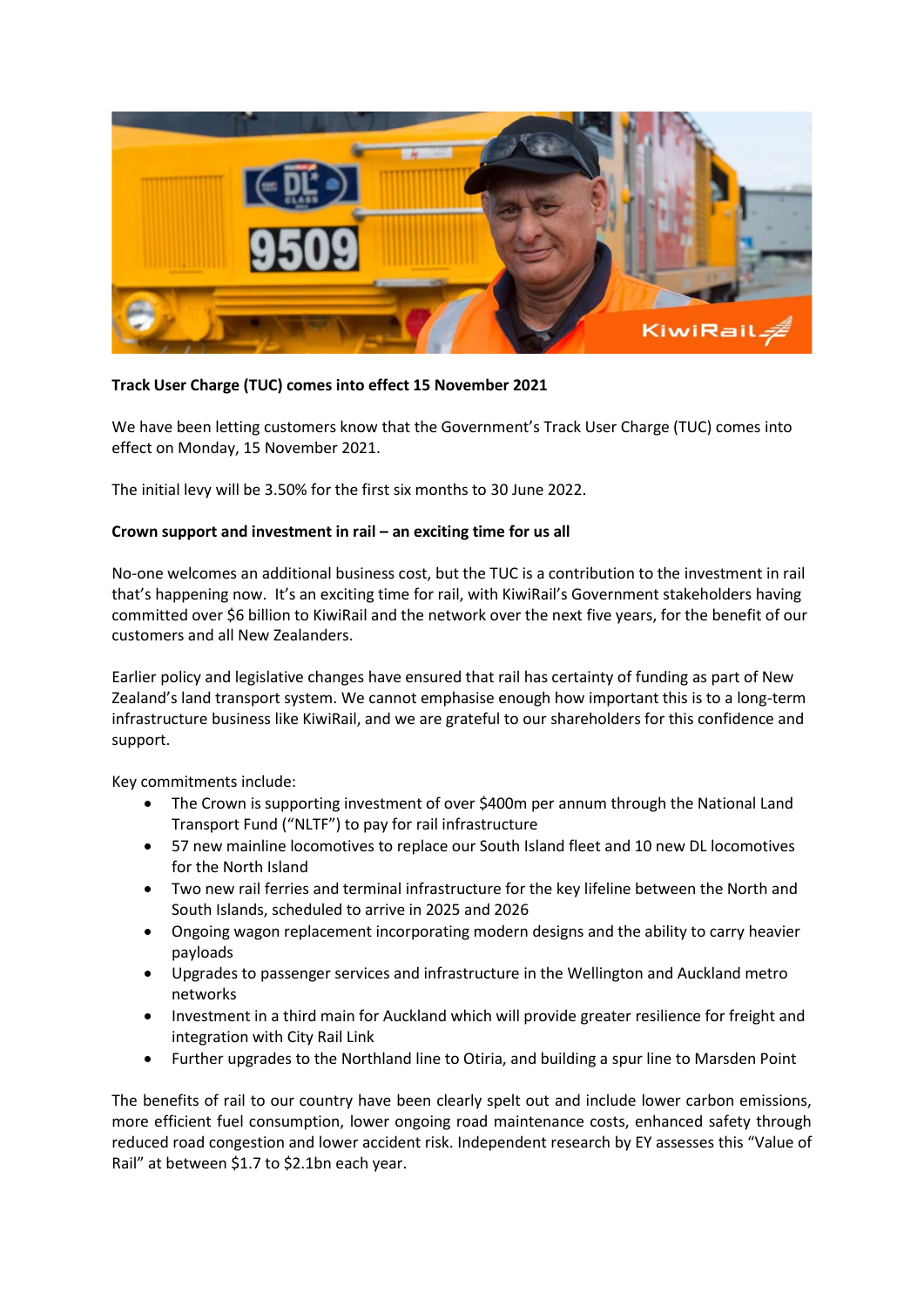**Track User Charge (TUC) comes into effect 15 November 2021**

We have been letting customers know that the Government's Track User Charge (TUC) comes into effect on Monday, 15 November 2021.

The initial levy will be 3.50% for the first six months to 30 June 2022.

**Crown support and investment in rail – an exciting time for us all**

No-one welcomes an additional business cost, but the TUC is a contribution to the investment in rail that's happening now. It's an exciting time for rail, with KiwiRail's Government stakeholders having committed over $6 billion to KiwiRail and the network over the next five years, for the benefit of our customers and all New Zealanders.

Earlier policy and legislative changes have ensured that rail has certainty of funding as part of New Zealand's land transport system. We cannot emphasise enough how important this is to a long-term infrastructure business like KiwiRail, and we are grateful to our shareholders for this confidence and support.

Key commitments include:

- The Crown is supporting investment of over $400m per annum through the National Land Transport Fund ("NLTF") to pay for rail infrastructure
- 57 new mainline locomotives to replace our South Island fleet and 10 new DL locomotives for the North Island
- Two new rail ferries and terminal infrastructure for the key lifeline between the North and South Islands, scheduled to arrive in 2025 and 2026
- Ongoing wagon replacement incorporating modern designs and the ability to carry heavier payloads
- Upgrades to passenger services and infrastructure in the Wellington and Auckland metro networks
- Investment in a third main for Auckland which will provide greater resilience for freight and integration with City Rail Link
- Further upgrades to the Northland line to Otiria, and building a spur line to Marsden Point

The benefits of rail to our country have been clearly spelt out and include lower carbon emissions, more efficient fuel consumption, lower ongoing road maintenance costs, enhanced safety through reduced road congestion and lower accident risk. Independent research by EY assesses this "Value of Rail" at between $1.7 to $2.1bn each year.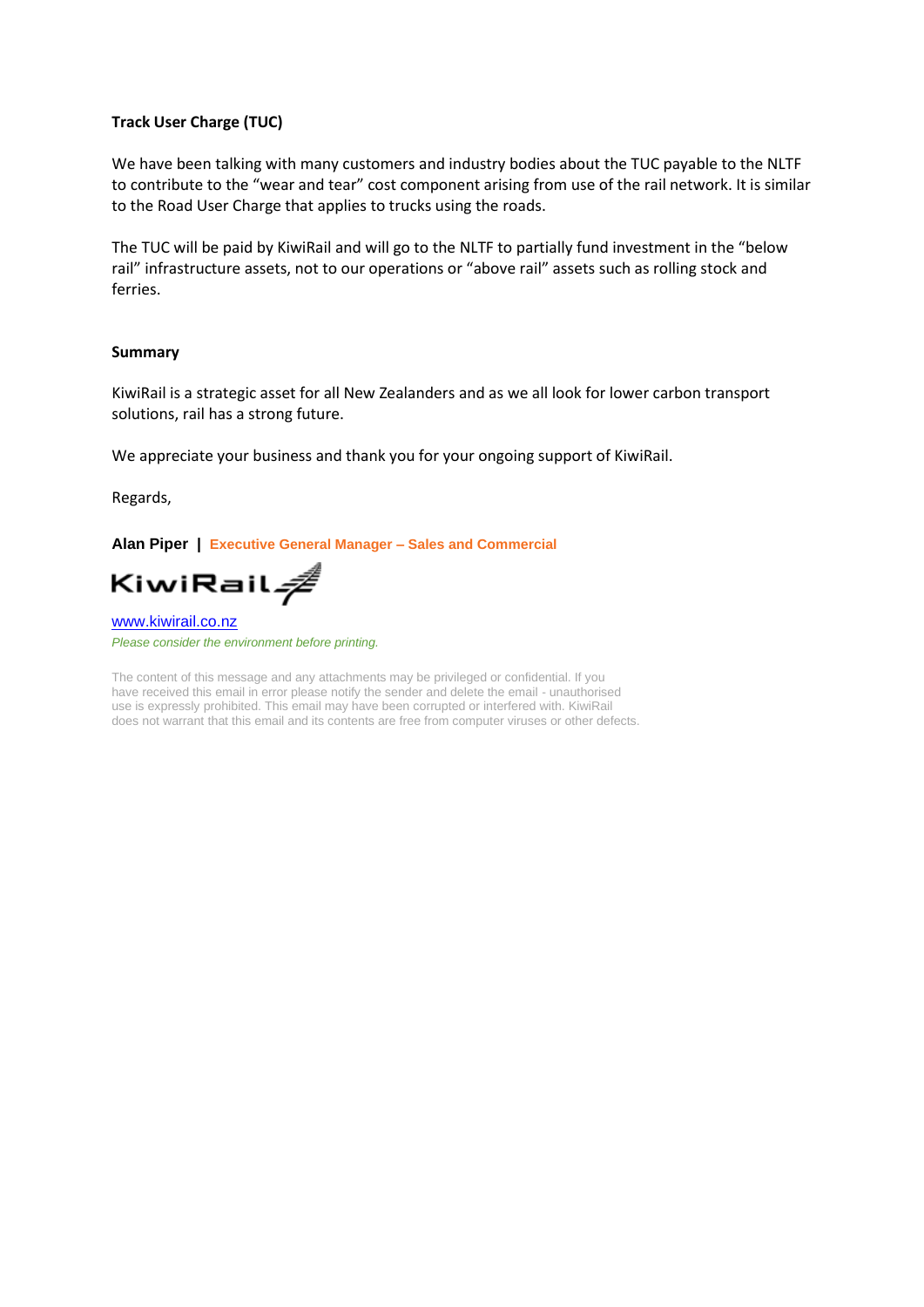**Track User Charge (TUC)**

We have been talking with many customers and industry bodies about the TUC payable to the NLTF to contribute to the "wear and tear" cost component arising from use of the rail network. It is similar to the Road User Charge that applies to trucks using the roads.

The TUC will be paid by KiwiRail and will go to the NLTF to partially fund investment in the "below rail" infrastructure assets, not to our operations or "above rail" assets such as rolling stock and ferries.

**Summary**

KiwiRail is a strategic asset for all New Zealanders and as we all look for lower carbon transport solutions, rail has a strong future.

We appreciate your business and thank you for your ongoing support of KiwiRail.

Regards,

**Alan Piper | Executive General Manager – Sales and Commercial**

KiwiRail

www.kiwirail.co.nz

*Please consider the environment before printing.*

The content of this message and any attachments may be privileged or confidential. If you have received this email in error please notify the sender and delete the email - unauthorised use is expressly prohibited. This email may have been corrupted or interfered with. KiwiRail does not warrant that this email and its contents are free from computer viruses or other defects.